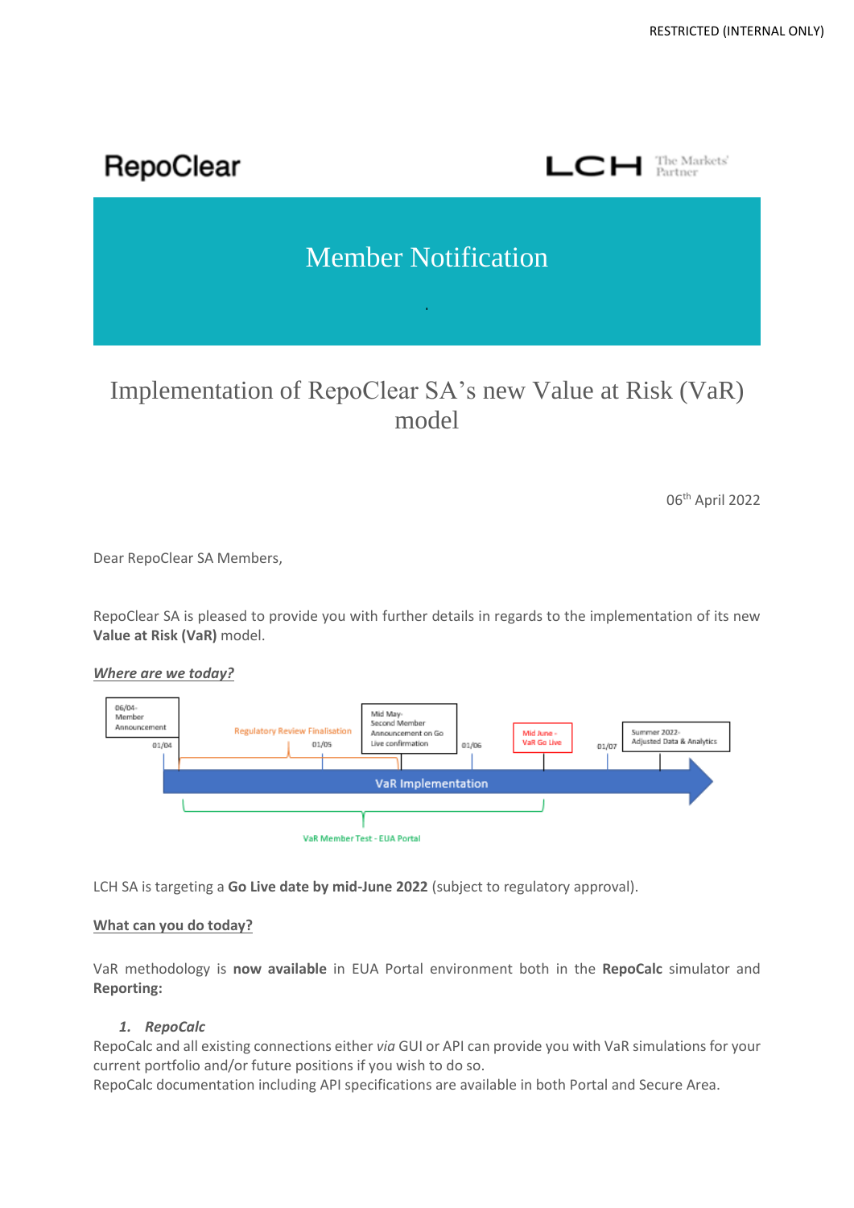RepoClear

LCH The Markets' Partner

# Member Notification

## Implementation of RepoClear SA's new Value at Risk (VaR) model

06th April 2022

Dear RepoClear SA Members,

RepoClear SA is pleased to provide you with further details in regards to the implementation of its new **Value at Risk (VaR)** model.

***Where are we today?***

06/04- Member Announcement

01/04

Regulatory Review Finalisation

01/05

Mid May- Second Member Announcement on Go Live confirmation

01/06

Mid June - VaR Go Live

01/07

Summer 2022- Adjusted Data & Analytics

VaR Implementation

VaR Member Test - EUA Portal

LCH SA is targeting a **Go Live date by mid-June 2022** (subject to regulatory approval).

**What can you do today?**

VaR methodology is **now available** in EUA Portal environment both in the **RepoCalc** simulator and **Reporting:**

1. ***RepoCalc***

RepoCalc and all existing connections either *via* GUI or API can provide you with VaR simulations for your current portfolio and/or future positions if you wish to do so.
RepoCalc documentation including API specifications are available in both Portal and Secure Area.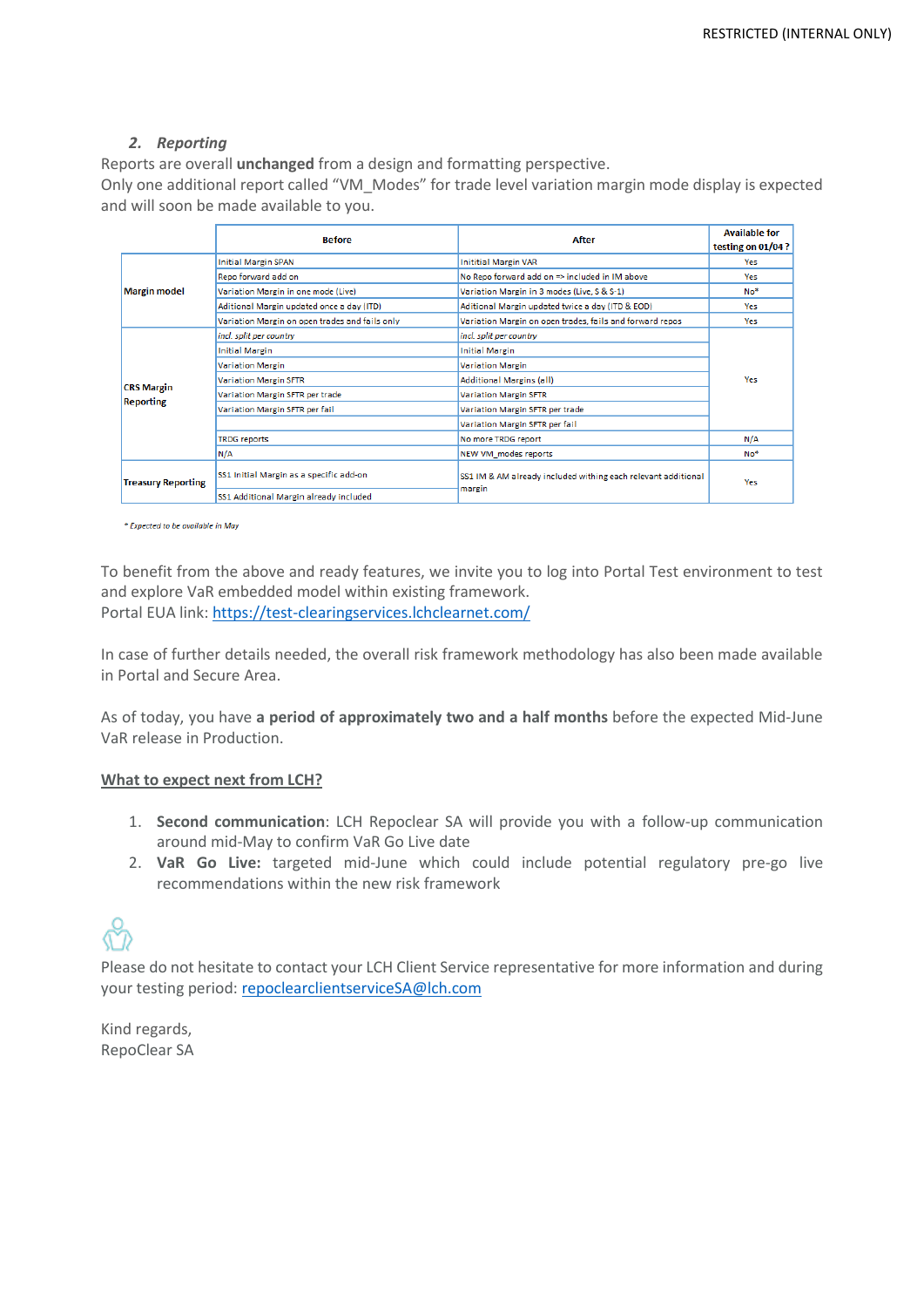### 2. *Reporting*

Reports are overall **unchanged** from a design and formatting perspective.
Only one additional report called "VM_Modes" for trade level variation margin mode display is expected and will soon be made available to you.

| | Before | After | Available for testing on 01/04 ? |
|---|---|---|---|
| Margin model | Initial Margin SPAN | Inititial Margin VAR | Yes |
| | Repo forward add on | No Repo forward add on => included in IM above | Yes |
| | Variation Margin in one mode (Live) | Variation Margin in 3 modes (Live, S & S-1) | No* |
| | Aditional Margin updated once a day (ITD) | Aditional Margin updated twice a day (ITD & EOD) | Yes |
| | Variation Margin on open trades and fails only | Variation Margin on open trades, fails and forward repos | Yes |
| CRS Margin Reporting | *incl. split per country* | *incl. split per country* | Yes |
| | Initial Margin | Initial Margin | |
| | Variation Margin | Variation Margin | |
| | Variation Margin SFTR | Additional Margins (all) | |
| | Variation Margin SFTR per trade | Variation Margin SFTR | |
| | Variation Margin SFTR per fail | Variation Margin SFTR per trade | |
| | | Variation Margin SFTR per fail | |
| | TRDG reports | No more TRDG report | N/A |
| | N/A | NEW VM_modes reports | No* |
| Treasury Reporting | SS1 Initial Margin as a specific add-on | SS1 IM & AM already included withing each relevant additional margin | Yes |
| | SS1 Additional Margin already included | | |

*\* Expected to be available in May*

To benefit from the above and ready features, we invite you to log into Portal Test environment to test and explore VaR embedded model within existing framework.
Portal EUA link: [https://test-clearingservices.lchclearnet.com/](https://test-clearingservices.lchclearnet.com/)

In case of further details needed, the overall risk framework methodology has also been made available in Portal and Secure Area.

As of today, you have **a period of approximately two and a half months** before the expected Mid-June VaR release in Production.

**<u>What to expect next from LCH?</u>**

1. **Second communication**: LCH Repoclear SA will provide you with a follow-up communication around mid-May to confirm VaR Go Live date
2. **VaR Go Live:** targeted mid-June which could include potential regulatory pre-go live recommendations within the new risk framework

Please do not hesitate to contact your LCH Client Service representative for more information and during your testing period: [repoclearclientserviceSA@lch.com](mailto:repoclearclientserviceSA@lch.com)

Kind regards,
RepoClear SA